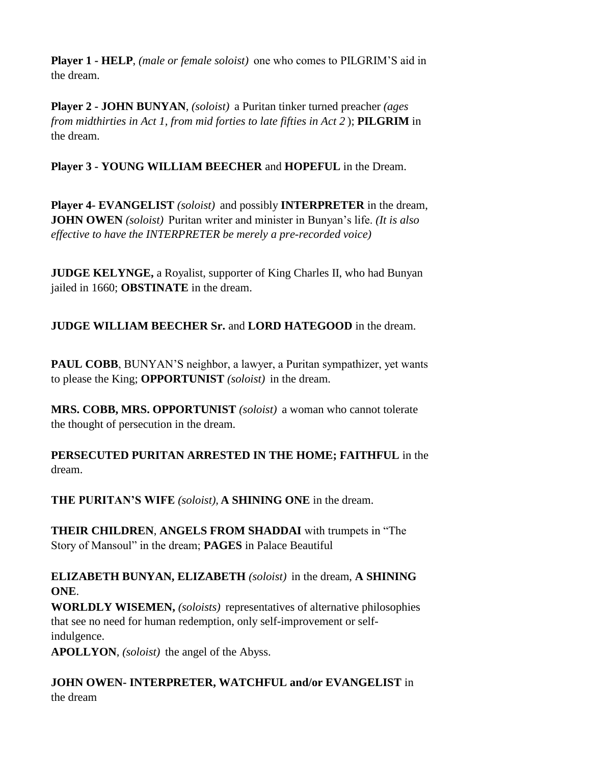**Player 1 - HELP**, *(male or female soloist)* one who comes to PILGRIM'S aid in the dream.

**Player 2 - JOHN BUNYAN**, *(soloist)* a Puritan tinker turned preacher *(ages from midthirties in Act 1, from mid forties to late fifties in Act 2* ); **PILGRIM** in the dream.

**Player 3 - YOUNG WILLIAM BEECHER** and **HOPEFUL** in the Dream.

**Player 4- EVANGELIST** *(soloist)* and possibly **INTERPRETER** in the dream, **JOHN OWEN** *(soloist)* Puritan writer and minister in Bunyan's life. *(It is also effective to have the INTERPRETER be merely a pre-recorded voice)*

**JUDGE KELYNGE,** a Royalist, supporter of King Charles II, who had Bunyan jailed in 1660; **OBSTINATE** in the dream.

**JUDGE WILLIAM BEECHER Sr.** and **LORD HATEGOOD** in the dream.

**PAUL COBB**, BUNYAN'S neighbor, a lawyer, a Puritan sympathizer, yet wants to please the King; **OPPORTUNIST** *(soloist)* in the dream.

**MRS. COBB, MRS. OPPORTUNIST** *(soloist)* a woman who cannot tolerate the thought of persecution in the dream.

**PERSECUTED PURITAN ARRESTED IN THE HOME; FAITHFUL** in the dream.

**THE PURITAN'S WIFE** *(soloist),* **A SHINING ONE** in the dream.

**THEIR CHILDREN**, **ANGELS FROM SHADDAI** with trumpets in "The Story of Mansoul" in the dream; **PAGES** in Palace Beautiful

**ELIZABETH BUNYAN, ELIZABETH** *(soloist)* in the dream, **A SHINING ONE**.

**WORLDLY WISEMEN,** *(soloists)* representatives of alternative philosophies that see no need for human redemption, only self-improvement or self-indulgence.

**APOLLYON**, *(soloist)* the angel of the Abyss.

**JOHN OWEN- INTERPRETER, WATCHFUL and/or EVANGELIST** in the dream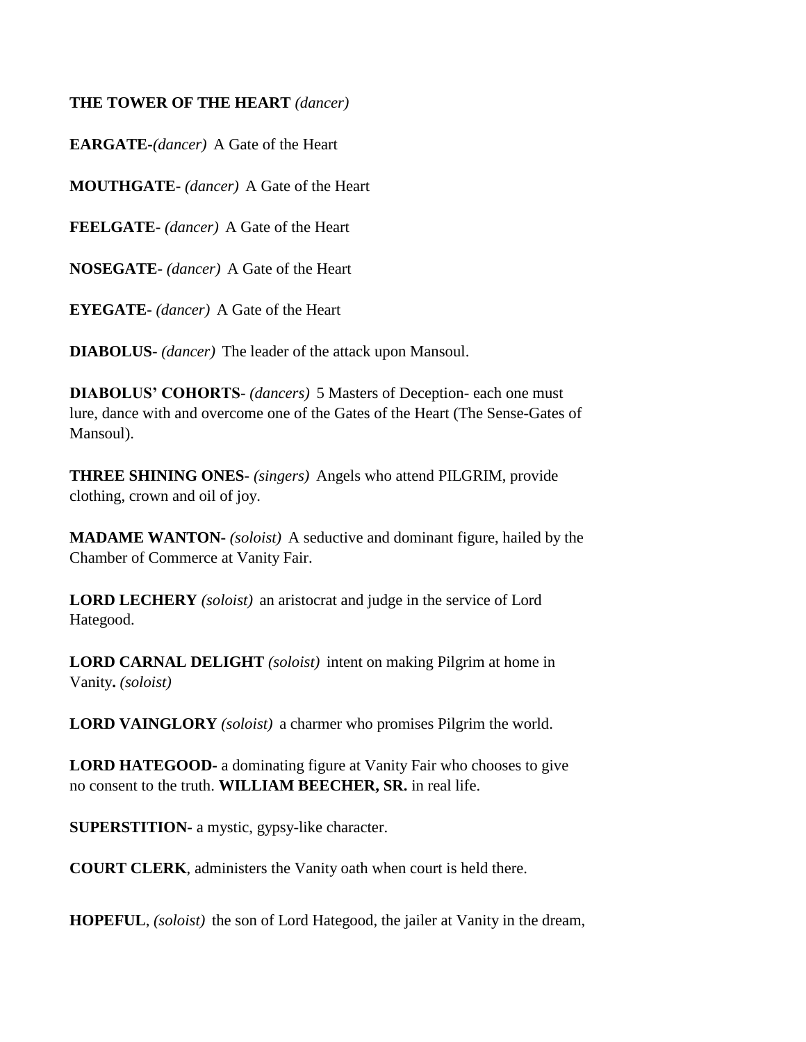**THE TOWER OF THE HEART** *(dancer)*

**EARGATE-***(dancer)* A Gate of the Heart

**MOUTHGATE-** *(dancer)* A Gate of the Heart

**FEELGATE-** *(dancer)* A Gate of the Heart

**NOSEGATE-** *(dancer)* A Gate of the Heart

**EYEGATE-** *(dancer)* A Gate of the Heart

**DIABOLUS**- *(dancer)* The leader of the attack upon Mansoul.

**DIABOLUS' COHORTS**- *(dancers)* 5 Masters of Deception- each one must lure, dance with and overcome one of the Gates of the Heart (The Sense-Gates of Mansoul).

**THREE SHINING ONES-** *(singers)* Angels who attend PILGRIM, provide clothing, crown and oil of joy.

**MADAME WANTON-** *(soloist)* A seductive and dominant figure, hailed by the Chamber of Commerce at Vanity Fair.

**LORD LECHERY** *(soloist)* an aristocrat and judge in the service of Lord Hategood.

**LORD CARNAL DELIGHT** *(soloist)* intent on making Pilgrim at home in Vanity**.** *(soloist)*

**LORD VAINGLORY** *(soloist)* a charmer who promises Pilgrim the world.

**LORD HATEGOOD-** a dominating figure at Vanity Fair who chooses to give no consent to the truth. **WILLIAM BEECHER, SR.** in real life.

**SUPERSTITION-** a mystic, gypsy-like character.

**COURT CLERK**, administers the Vanity oath when court is held there.

**HOPEFUL**, *(soloist)* the son of Lord Hategood, the jailer at Vanity in the dream,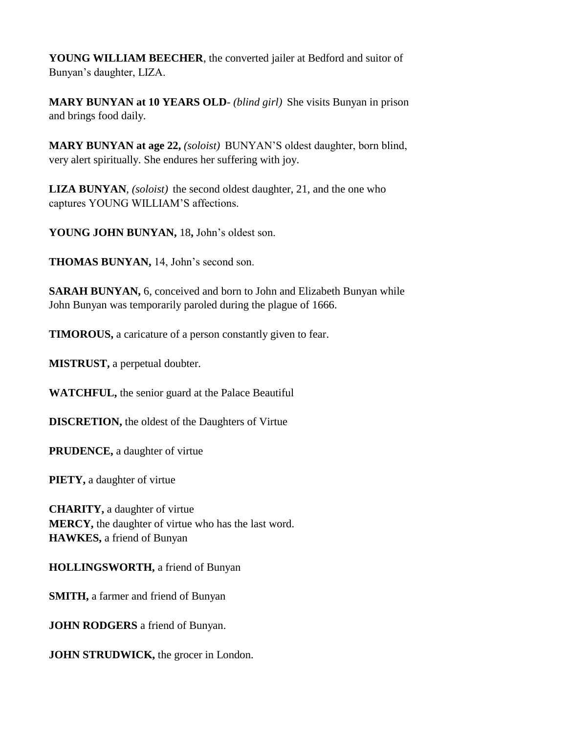**YOUNG WILLIAM BEECHER**, the converted jailer at Bedford and suitor of Bunyan's daughter, LIZA.

**MARY BUNYAN at 10 YEARS OLD**- *(blind girl)* She visits Bunyan in prison and brings food daily.

**MARY BUNYAN at age 22,** *(soloist)* BUNYAN'S oldest daughter, born blind, very alert spiritually. She endures her suffering with joy.

**LIZA BUNYAN**, *(soloist)* the second oldest daughter, 21, and the one who captures YOUNG WILLIAM'S affections.

**YOUNG JOHN BUNYAN,** 18**,** John's oldest son.

**THOMAS BUNYAN,** 14, John's second son.

**SARAH BUNYAN,** 6, conceived and born to John and Elizabeth Bunyan while John Bunyan was temporarily paroled during the plague of 1666.

**TIMOROUS,** a caricature of a person constantly given to fear.

**MISTRUST,** a perpetual doubter.

**WATCHFUL,** the senior guard at the Palace Beautiful

**DISCRETION,** the oldest of the Daughters of Virtue

**PRUDENCE,** a daughter of virtue

**PIETY,** a daughter of virtue

**CHARITY,** a daughter of virtue
**MERCY,** the daughter of virtue who has the last word.
**HAWKES,** a friend of Bunyan

**HOLLINGSWORTH,** a friend of Bunyan

**SMITH,** a farmer and friend of Bunyan

**JOHN RODGERS** a friend of Bunyan.

**JOHN STRUDWICK,** the grocer in London.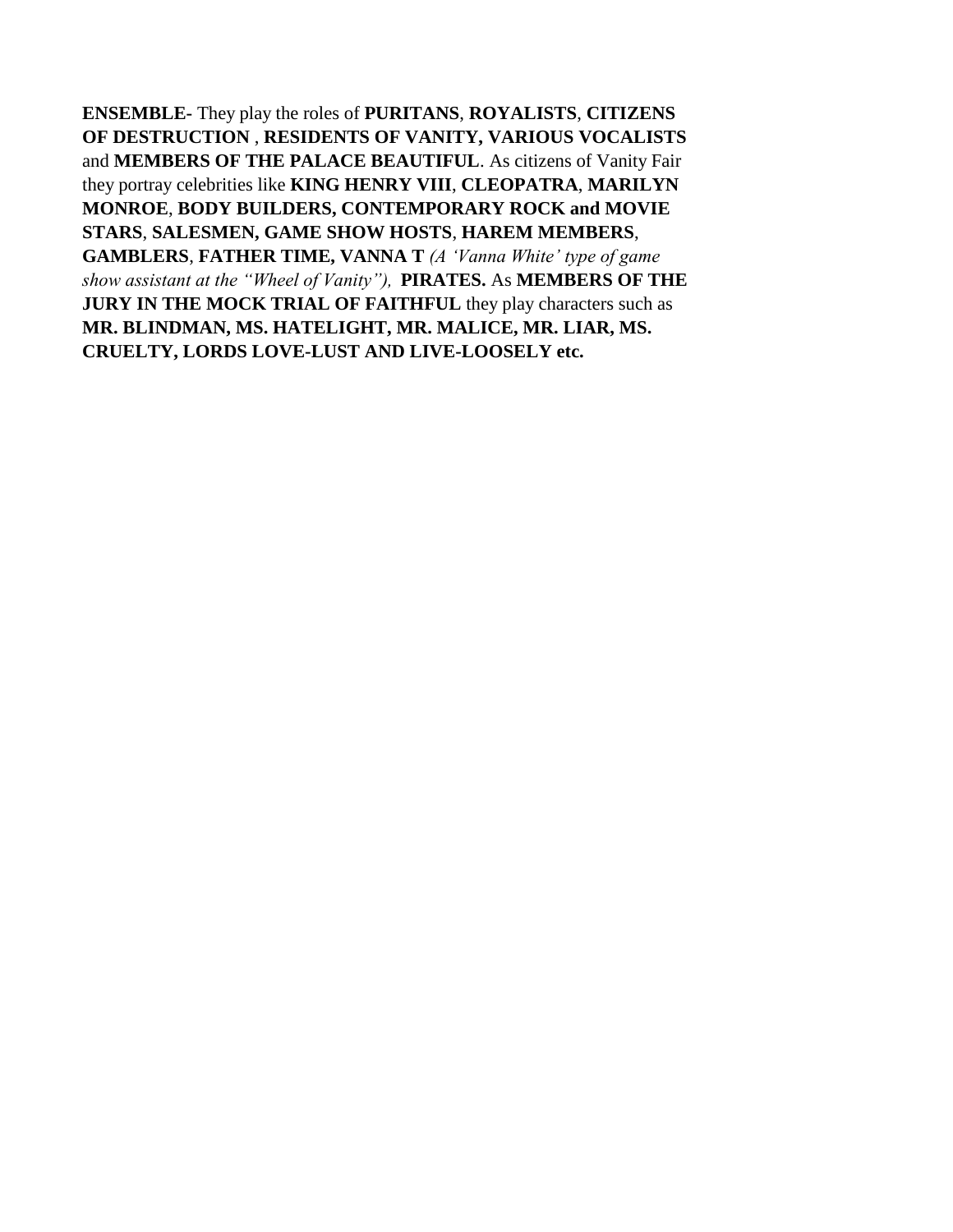**ENSEMBLE-** They play the roles of **PURITANS**, **ROYALISTS**, **CITIZENS OF DESTRUCTION** , **RESIDENTS OF VANITY, VARIOUS VOCALISTS** and **MEMBERS OF THE PALACE BEAUTIFUL**. As citizens of Vanity Fair they portray celebrities like **KING HENRY VIII**, **CLEOPATRA**, **MARILYN MONROE**, **BODY BUILDERS, CONTEMPORARY ROCK and MOVIE STARS**, **SALESMEN, GAME SHOW HOSTS**, **HAREM MEMBERS**, **GAMBLERS**, **FATHER TIME, VANNA T** *(A 'Vanna White' type of game show assistant at the "Wheel of Vanity"),* **PIRATES.** As **MEMBERS OF THE JURY IN THE MOCK TRIAL OF FAITHFUL** they play characters such as **MR. BLINDMAN, MS. HATELIGHT, MR. MALICE, MR. LIAR, MS. CRUELTY, LORDS LOVE-LUST AND LIVE-LOOSELY etc.**